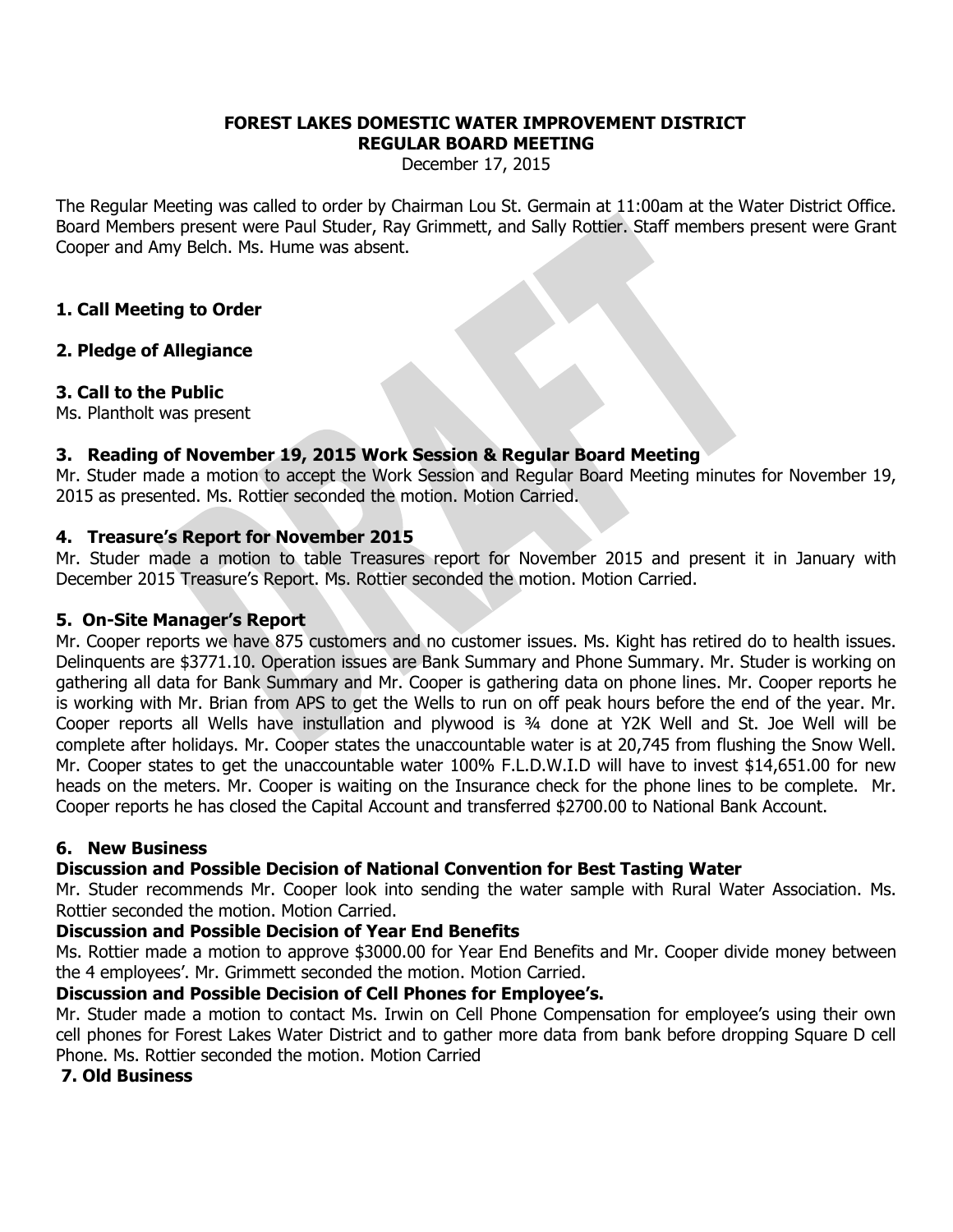# FOREST LAKES DOMESTIC WATER IMPROVEMENT DISTRICT
## REGULAR BOARD MEETING

December 17, 2015

The Regular Meeting was called to order by Chairman Lou St. Germain at 11:00am at the Water District Office. Board Members present were Paul Studer, Ray Grimmett, and Sally Rottier. Staff members present were Grant Cooper and Amy Belch. Ms. Hume was absent.

### 1. Call Meeting to Order

### 2. Pledge of Allegiance

### 3. Call to the Public

Ms. Plantholt was present

### 3. Reading of November 19, 2015 Work Session & Regular Board Meeting

Mr. Studer made a motion to accept the Work Session and Regular Board Meeting minutes for November 19, 2015 as presented. Ms. Rottier seconded the motion. Motion Carried.

### 4. Treasure's Report for November 2015

Mr. Studer made a motion to table Treasures report for November 2015 and present it in January with December 2015 Treasure's Report. Ms. Rottier seconded the motion. Motion Carried.

### 5. On-Site Manager's Report

Mr. Cooper reports we have 875 customers and no customer issues. Ms. Kight has retired do to health issues. Delinquents are $3771.10. Operation issues are Bank Summary and Phone Summary. Mr. Studer is working on gathering all data for Bank Summary and Mr. Cooper is gathering data on phone lines. Mr. Cooper reports he is working with Mr. Brian from APS to get the Wells to run on off peak hours before the end of the year. Mr. Cooper reports all Wells have instullation and plywood is ¾ done at Y2K Well and St. Joe Well will be complete after holidays. Mr. Cooper states the unaccountable water is at 20,745 from flushing the Snow Well. Mr. Cooper states to get the unaccountable water 100% F.L.D.W.I.D will have to invest $14,651.00 for new heads on the meters. Mr. Cooper is waiting on the Insurance check for the phone lines to be complete. Mr. Cooper reports he has closed the Capital Account and transferred $2700.00 to National Bank Account.

### 6. New Business

**Discussion and Possible Decision of National Convention for Best Tasting Water**

Mr. Studer recommends Mr. Cooper look into sending the water sample with Rural Water Association. Ms. Rottier seconded the motion. Motion Carried.

**Discussion and Possible Decision of Year End Benefits**

Ms. Rottier made a motion to approve $3000.00 for Year End Benefits and Mr. Cooper divide money between the 4 employees'. Mr. Grimmett seconded the motion. Motion Carried.

**Discussion and Possible Decision of Cell Phones for Employee's.**

Mr. Studer made a motion to contact Ms. Irwin on Cell Phone Compensation for employee's using their own cell phones for Forest Lakes Water District and to gather more data from bank before dropping Square D cell Phone. Ms. Rottier seconded the motion. Motion Carried

### 7. Old Business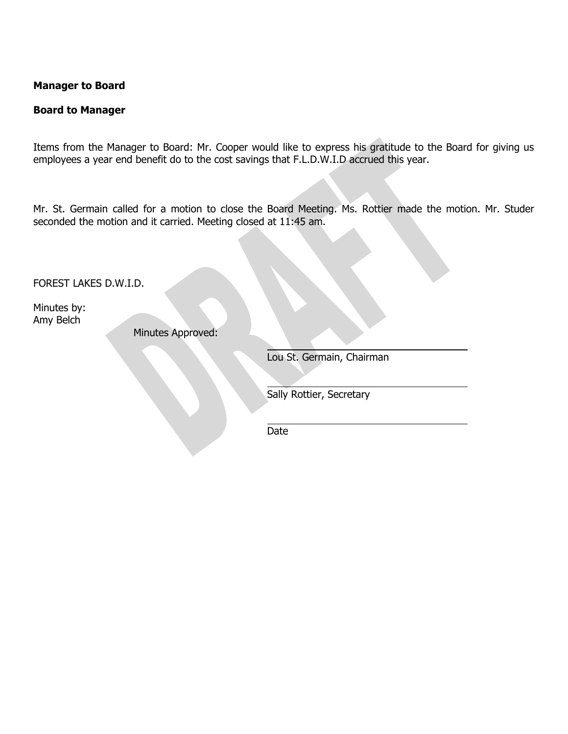**Manager to Board**

**Board to Manager**

Items from the Manager to Board: Mr. Cooper would like to express his gratitude to the Board for giving us employees a year end benefit do to the cost savings that F.L.D.W.I.D accrued this year.

Mr. St. Germain called for a motion to close the Board Meeting. Ms. Rottier made the motion. Mr. Studer seconded the motion and it carried. Meeting closed at 11:45 am.

FOREST LAKES D.W.I.D.

Minutes by:
Amy Belch

Minutes Approved:

\_\_\_\_\_\_\_\_\_\_\_\_\_\_\_\_\_\_\_\_\_\_\_\_\_\_\_\_\_\_\_\_\_\_\_\_
Lou St. Germain, Chairman

\_\_\_\_\_\_\_\_\_\_\_\_\_\_\_\_\_\_\_\_\_\_\_\_\_\_\_\_\_\_\_\_\_\_\_\_
Sally Rottier, Secretary

\_\_\_\_\_\_\_\_\_\_\_\_\_\_\_\_\_\_\_\_\_\_\_\_\_\_\_\_\_\_\_\_\_\_\_\_
Date